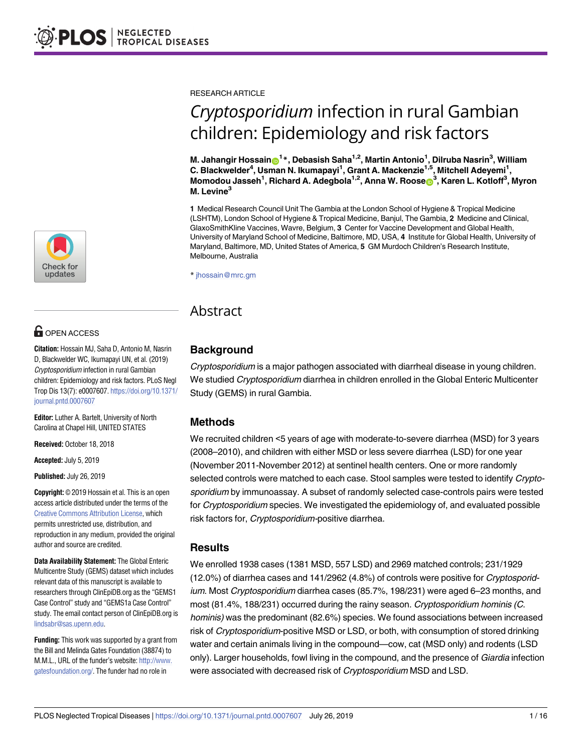RESEARCH ARTICLE

# *Cryptosporidium* infection in rural Gambian children: Epidemiology and risk factors

**M. Jahangir Hossain[1]*, Debasish Saha[1,2], Martin Antonio[1], Dilruba Nasrin[3], William C. Blackwelder[4], Usman N. Ikumapayi[1], Grant A. Mackenzie[1,5], Mitchell Adeyemi[1], Momodou Jasseh[1], Richard A. Adegbola[1,2], Anna W. Roose[3], Karen L. Kotloff[3], Myron M. Levine[3]**

**1** Medical Research Council Unit The Gambia at the London School of Hygiene & Tropical Medicine (LSHTM), London School of Hygiene & Tropical Medicine, Banjul, The Gambia, **2** Medicine and Clinical, GlaxoSmithKline Vaccines, Wavre, Belgium, **3** Center for Vaccine Development and Global Health, University of Maryland School of Medicine, Baltimore, MD, USA, **4** Institute for Global Health, University of Maryland, Baltimore, MD, United States of America, **5** GM Murdoch Children's Research Institute, Melbourne, Australia

* jhossain@mrc.gm

OPEN ACCESS

**Citation:** Hossain MJ, Saha D, Antonio M, Nasrin D, Blackwelder WC, Ikumapayi UN, et al. (2019) *Cryptosporidium* infection in rural Gambian children: Epidemiology and risk factors. PLoS Negl Trop Dis 13(7): e0007607. https://doi.org/10.1371/journal.pntd.0007607

**Editor:** Luther A. Bartelt, University of North Carolina at Chapel Hill, UNITED STATES

**Received:** October 18, 2018

**Accepted:** July 5, 2019

**Published:** July 26, 2019

**Copyright:** © 2019 Hossain et al. This is an open access article distributed under the terms of the Creative Commons Attribution License, which permits unrestricted use, distribution, and reproduction in any medium, provided the original author and source are credited.

**Data Availability Statement:** The Global Enteric Multicentre Study (GEMS) dataset which includes relevant data of this manuscript is available to researchers through ClinEpiDB.org as the "GEMS1 Case Control" study and "GEMS1a Case Control" study. The email contact person of ClinEpiDB.org is lindsabr@sas.upenn.edu.

**Funding:** This work was supported by a grant from the Bill and Melinda Gates Foundation (38874) to M.M.L., URL of the funder's website: http://www.gatesfoundation.org/. The funder had no role in

## Abstract

### Background

*Cryptosporidium* is a major pathogen associated with diarrheal disease in young children. We studied *Cryptosporidium* diarrhea in children enrolled in the Global Enteric Multicenter Study (GEMS) in rural Gambia.

### Methods

We recruited children <5 years of age with moderate-to-severe diarrhea (MSD) for 3 years (2008–2010), and children with either MSD or less severe diarrhea (LSD) for one year (November 2011-November 2012) at sentinel health centers. One or more randomly selected controls were matched to each case. Stool samples were tested to identify *Cryptosporidium* by immunoassay. A subset of randomly selected case-controls pairs were tested for *Cryptosporidium* species. We investigated the epidemiology of, and evaluated possible risk factors for, *Cryptosporidium*-positive diarrhea.

### Results

We enrolled 1938 cases (1381 MSD, 557 LSD) and 2969 matched controls; 231/1929 (12.0%) of diarrhea cases and 141/2962 (4.8%) of controls were positive for *Cryptosporidium*. Most *Cryptosporidium* diarrhea cases (85.7%, 198/231) were aged 6–23 months, and most (81.4%, 188/231) occurred during the rainy season. *Cryptosporidium hominis (C. hominis)* was the predominant (82.6%) species. We found associations between increased risk of *Cryptosporidium*-positive MSD or LSD, or both, with consumption of stored drinking water and certain animals living in the compound—cow, cat (MSD only) and rodents (LSD only). Larger households, fowl living in the compound, and the presence of *Giardia* infection were associated with decreased risk of *Cryptosporidium* MSD and LSD.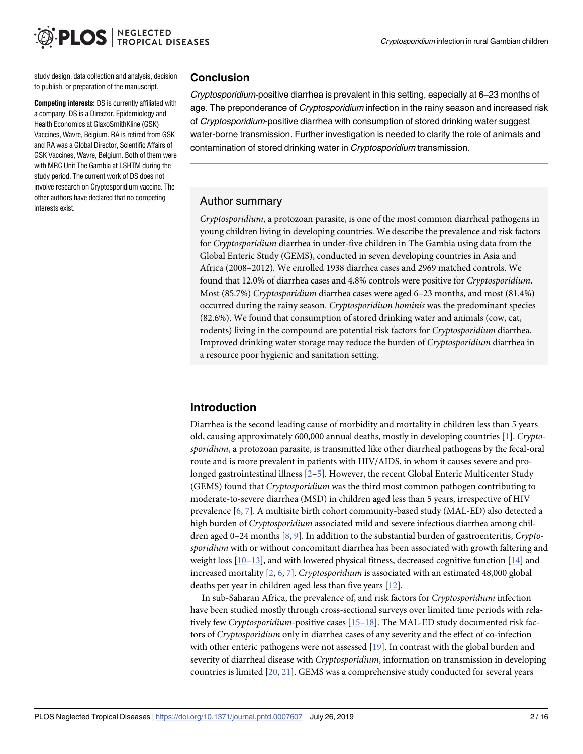study design, data collection and analysis, decision to publish, or preparation of the manuscript.

**Competing interests:** DS is currently affiliated with a company. DS is a Director, Epidemiology and Health Economics at GlaxoSmithKline (GSK) Vaccines, Wavre, Belgium. RA is retired from GSK and RA was a Global Director, Scientific Affairs of GSK Vaccines, Wavre, Belgium. Both of them were with MRC Unit The Gambia at LSHTM during the study period. The current work of DS does not involve research on Cryptosporidium vaccine. The other authors have declared that no competing interests exist.

## Conclusion

*Cryptosporidium*-positive diarrhea is prevalent in this setting, especially at 6–23 months of age. The preponderance of *Cryptosporidium* infection in the rainy season and increased risk of *Cryptosporidium*-positive diarrhea with consumption of stored drinking water suggest water-borne transmission. Further investigation is needed to clarify the role of animals and contamination of stored drinking water in *Cryptosporidium* transmission.

## Author summary

*Cryptosporidium*, a protozoan parasite, is one of the most common diarrheal pathogens in young children living in developing countries. We describe the prevalence and risk factors for *Cryptosporidium* diarrhea in under-five children in The Gambia using data from the Global Enteric Study (GEMS), conducted in seven developing countries in Asia and Africa (2008–2012). We enrolled 1938 diarrhea cases and 2969 matched controls. We found that 12.0% of diarrhea cases and 4.8% controls were positive for *Cryptosporidium*. Most (85.7%) *Cryptosporidium* diarrhea cases were aged 6–23 months, and most (81.4%) occurred during the rainy season. *Cryptosporidium hominis* was the predominant species (82.6%). We found that consumption of stored drinking water and animals (cow, cat, rodents) living in the compound are potential risk factors for *Cryptosporidium* diarrhea. Improved drinking water storage may reduce the burden of *Cryptosporidium* diarrhea in a resource poor hygienic and sanitation setting.

## Introduction

Diarrhea is the second leading cause of morbidity and mortality in children less than 5 years old, causing approximately 600,000 annual deaths, mostly in developing countries [1]. *Cryptosporidium*, a protozoan parasite, is transmitted like other diarrheal pathogens by the fecal-oral route and is more prevalent in patients with HIV/AIDS, in whom it causes severe and prolonged gastrointestinal illness [2–5]. However, the recent Global Enteric Multicenter Study (GEMS) found that *Cryptosporidium* was the third most common pathogen contributing to moderate-to-severe diarrhea (MSD) in children aged less than 5 years, irrespective of HIV prevalence [6, 7]. A multisite birth cohort community-based study (MAL-ED) also detected a high burden of *Cryptosporidium* associated mild and severe infectious diarrhea among children aged 0–24 months [8, 9]. In addition to the substantial burden of gastroenteritis, *Cryptosporidium* with or without concomitant diarrhea has been associated with growth faltering and weight loss [10–13], and with lowered physical fitness, decreased cognitive function [14] and increased mortality [2, 6, 7]. *Cryptosporidium* is associated with an estimated 48,000 global deaths per year in children aged less than five years [12].

In sub-Saharan Africa, the prevalence of, and risk factors for *Cryptosporidium* infection have been studied mostly through cross-sectional surveys over limited time periods with relatively few *Cryptosporidium*-positive cases [15–18]. The MAL-ED study documented risk factors of *Cryptosporidium* only in diarrhea cases of any severity and the effect of co-infection with other enteric pathogens were not assessed [19]. In contrast with the global burden and severity of diarrheal disease with *Cryptosporidium*, information on transmission in developing countries is limited [20, 21]. GEMS was a comprehensive study conducted for several years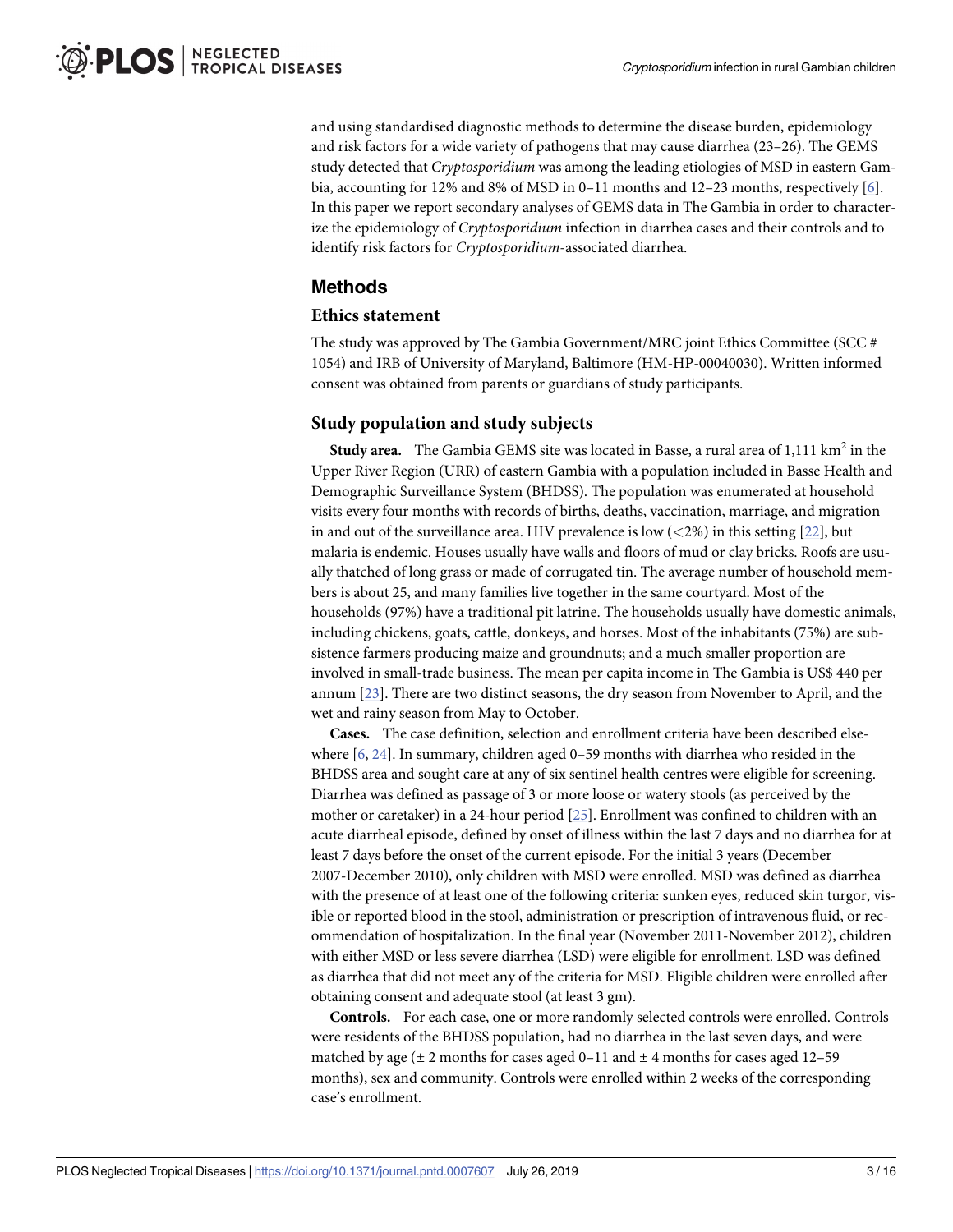and using standardised diagnostic methods to determine the disease burden, epidemiology and risk factors for a wide variety of pathogens that may cause diarrhea (23–26). The GEMS study detected that *Cryptosporidium* was among the leading etiologies of MSD in eastern Gambia, accounting for 12% and 8% of MSD in 0–11 months and 12–23 months, respectively [6]. In this paper we report secondary analyses of GEMS data in The Gambia in order to characterize the epidemiology of *Cryptosporidium* infection in diarrhea cases and their controls and to identify risk factors for *Cryptosporidium*-associated diarrhea.

## Methods

### Ethics statement

The study was approved by The Gambia Government/MRC joint Ethics Committee (SCC # 1054) and IRB of University of Maryland, Baltimore (HM-HP-00040030). Written informed consent was obtained from parents or guardians of study participants.

### Study population and study subjects

**Study area.** The Gambia GEMS site was located in Basse, a rural area of 1,111 km$^2$ in the Upper River Region (URR) of eastern Gambia with a population included in Basse Health and Demographic Surveillance System (BHDSS). The population was enumerated at household visits every four months with records of births, deaths, vaccination, marriage, and migration in and out of the surveillance area. HIV prevalence is low (<2%) in this setting [22], but malaria is endemic. Houses usually have walls and floors of mud or clay bricks. Roofs are usually thatched of long grass or made of corrugated tin. The average number of household members is about 25, and many families live together in the same courtyard. Most of the households (97%) have a traditional pit latrine. The households usually have domestic animals, including chickens, goats, cattle, donkeys, and horses. Most of the inhabitants (75%) are subsistence farmers producing maize and groundnuts; and a much smaller proportion are involved in small-trade business. The mean per capita income in The Gambia is US$ 440 per annum [23]. There are two distinct seasons, the dry season from November to April, and the wet and rainy season from May to October.

**Cases.** The case definition, selection and enrollment criteria have been described elsewhere [6, 24]. In summary, children aged 0–59 months with diarrhea who resided in the BHDSS area and sought care at any of six sentinel health centres were eligible for screening. Diarrhea was defined as passage of 3 or more loose or watery stools (as perceived by the mother or caretaker) in a 24-hour period [25]. Enrollment was confined to children with an acute diarrheal episode, defined by onset of illness within the last 7 days and no diarrhea for at least 7 days before the onset of the current episode. For the initial 3 years (December 2007-December 2010), only children with MSD were enrolled. MSD was defined as diarrhea with the presence of at least one of the following criteria: sunken eyes, reduced skin turgor, visible or reported blood in the stool, administration or prescription of intravenous fluid, or recommendation of hospitalization. In the final year (November 2011-November 2012), children with either MSD or less severe diarrhea (LSD) were eligible for enrollment. LSD was defined as diarrhea that did not meet any of the criteria for MSD. Eligible children were enrolled after obtaining consent and adequate stool (at least 3 gm).

**Controls.** For each case, one or more randomly selected controls were enrolled. Controls were residents of the BHDSS population, had no diarrhea in the last seven days, and were matched by age (± 2 months for cases aged 0–11 and ± 4 months for cases aged 12–59 months), sex and community. Controls were enrolled within 2 weeks of the corresponding case's enrollment.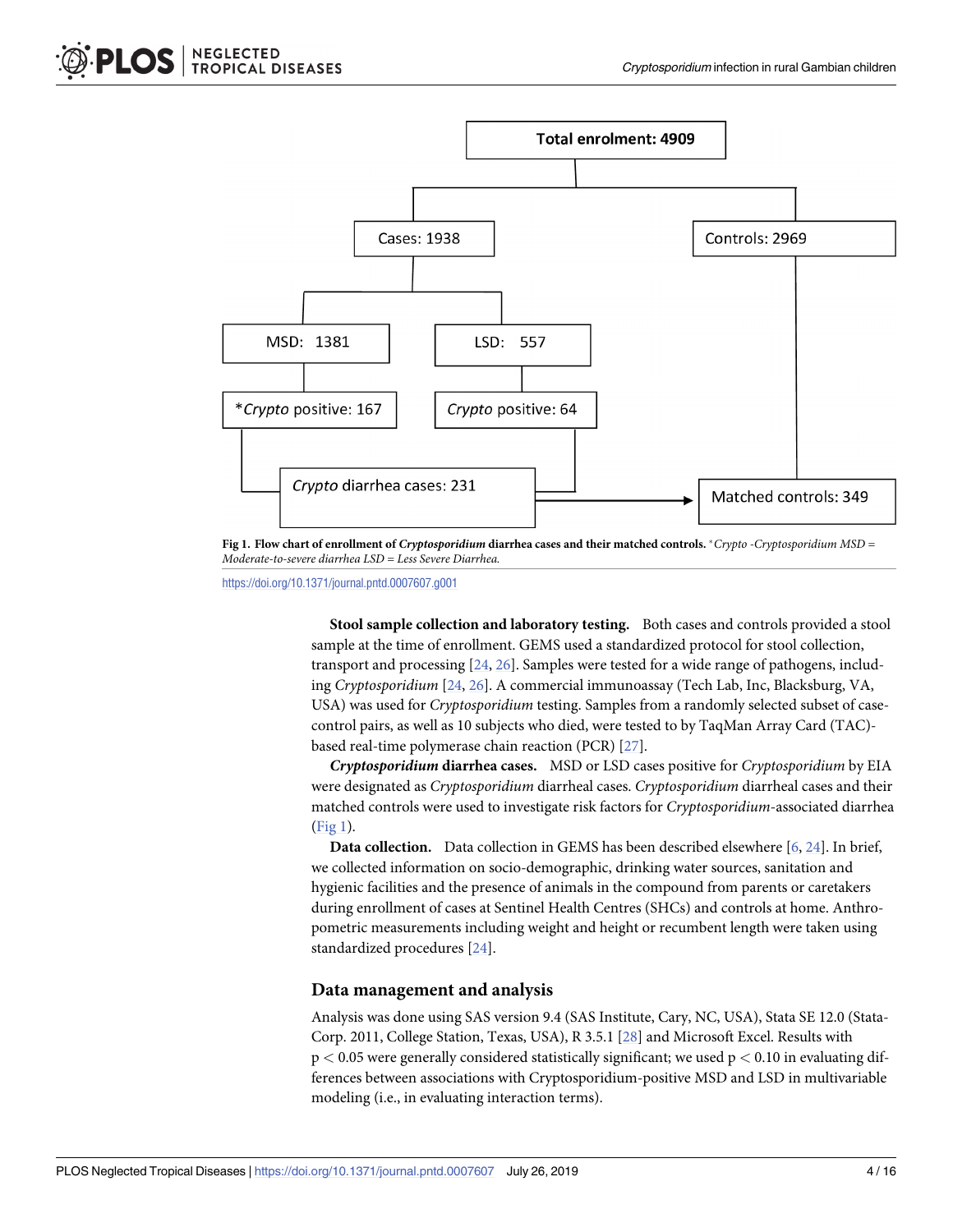Total enrolment: 4909

Cases: 1938

Controls: 2969

MSD: 1381

LSD: 557

*Crypto positive: 167

Crypto positive: 64

Crypto diarrhea cases: 231

Matched controls: 349

**Fig 1. Flow chart of enrollment of *Cryptosporidium* diarrhea cases and their matched controls.** **Crypto -Cryptosporidium* MSD = Moderate-to-severe diarrhea LSD = Less Severe Diarrhea.*

https://doi.org/10.1371/journal.pntd.0007607.g001

**Stool sample collection and laboratory testing.** Both cases and controls provided a stool sample at the time of enrollment. GEMS used a standardized protocol for stool collection, transport and processing [24, 26]. Samples were tested for a wide range of pathogens, including *Cryptosporidium* [24, 26]. A commercial immunoassay (Tech Lab, Inc, Blacksburg, VA, USA) was used for *Cryptosporidium* testing. Samples from a randomly selected subset of case-control pairs, as well as 10 subjects who died, were tested to by TaqMan Array Card (TAC)-based real-time polymerase chain reaction (PCR) [27].

***Cryptosporidium* diarrhea cases.** MSD or LSD cases positive for *Cryptosporidium* by EIA were designated as *Cryptosporidium* diarrheal cases. *Cryptosporidium* diarrheal cases and their matched controls were used to investigate risk factors for *Cryptosporidium*-associated diarrhea (Fig 1).

**Data collection.** Data collection in GEMS has been described elsewhere [6, 24]. In brief, we collected information on socio-demographic, drinking water sources, sanitation and hygienic facilities and the presence of animals in the compound from parents or caretakers during enrollment of cases at Sentinel Health Centres (SHCs) and controls at home. Anthropometric measurements including weight and height or recumbent length were taken using standardized procedures [24].

## Data management and analysis

Analysis was done using SAS version 9.4 (SAS Institute, Cary, NC, USA), Stata SE 12.0 (StataCorp. 2011, College Station, Texas, USA), R 3.5.1 [28] and Microsoft Excel. Results with $p < 0.05$ were generally considered statistically significant; we used $p < 0.10$ in evaluating differences between associations with Cryptosporidium-positive MSD and LSD in multivariable modeling (i.e., in evaluating interaction terms).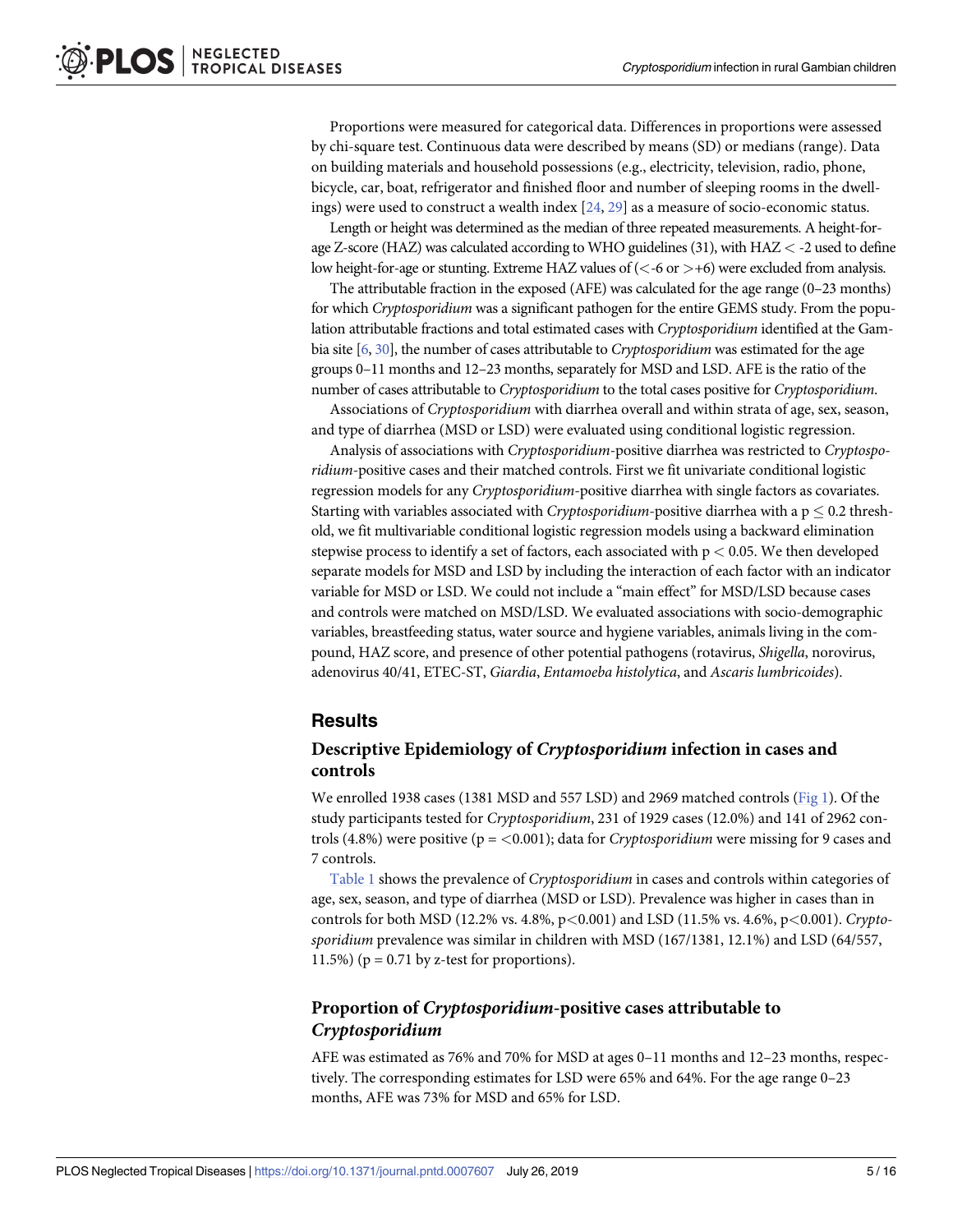Proportions were measured for categorical data. Differences in proportions were assessed by chi-square test. Continuous data were described by means (SD) or medians (range). Data on building materials and household possessions (e.g., electricity, television, radio, phone, bicycle, car, boat, refrigerator and finished floor and number of sleeping rooms in the dwellings) were used to construct a wealth index [24, 29] as a measure of socio-economic status.

Length or height was determined as the median of three repeated measurements. A height-for-age Z-score (HAZ) was calculated according to WHO guidelines (31), with HAZ $< -2$ used to define low height-for-age or stunting. Extreme HAZ values of ($<-6$ or $>+6$) were excluded from analysis.

The attributable fraction in the exposed (AFE) was calculated for the age range (0–23 months) for which *Cryptosporidium* was a significant pathogen for the entire GEMS study. From the population attributable fractions and total estimated cases with *Cryptosporidium* identified at the Gambia site [6, 30], the number of cases attributable to *Cryptosporidium* was estimated for the age groups 0–11 months and 12–23 months, separately for MSD and LSD. AFE is the ratio of the number of cases attributable to *Cryptosporidium* to the total cases positive for *Cryptosporidium*.

Associations of *Cryptosporidium* with diarrhea overall and within strata of age, sex, season, and type of diarrhea (MSD or LSD) were evaluated using conditional logistic regression.

Analysis of associations with *Cryptosporidium*-positive diarrhea was restricted to *Cryptosporidium*-positive cases and their matched controls. First we fit univariate conditional logistic regression models for any *Cryptosporidium*-positive diarrhea with single factors as covariates. Starting with variables associated with *Cryptosporidium*-positive diarrhea with a $p \leq 0.2$ threshold, we fit multivariable conditional logistic regression models using a backward elimination stepwise process to identify a set of factors, each associated with $p < 0.05$. We then developed separate models for MSD and LSD by including the interaction of each factor with an indicator variable for MSD or LSD. We could not include a "main effect" for MSD/LSD because cases and controls were matched on MSD/LSD. We evaluated associations with socio-demographic variables, breastfeeding status, water source and hygiene variables, animals living in the compound, HAZ score, and presence of other potential pathogens (rotavirus, *Shigella*, norovirus, adenovirus 40/41, ETEC-ST, *Giardia*, *Entamoeba histolytica*, and *Ascaris lumbricoides*).

## Results

### Descriptive Epidemiology of *Cryptosporidium* infection in cases and controls

We enrolled 1938 cases (1381 MSD and 557 LSD) and 2969 matched controls (Fig 1). Of the study participants tested for *Cryptosporidium*, 231 of 1929 cases (12.0%) and 141 of 2962 controls (4.8%) were positive ($p = <0.001$); data for *Cryptosporidium* were missing for 9 cases and 7 controls.

Table 1 shows the prevalence of *Cryptosporidium* in cases and controls within categories of age, sex, season, and type of diarrhea (MSD or LSD). Prevalence was higher in cases than in controls for both MSD (12.2% vs. 4.8%, $p<0.001$) and LSD (11.5% vs. 4.6%, $p<0.001$). *Cryptosporidium* prevalence was similar in children with MSD (167/1381, 12.1%) and LSD (64/557, 11.5%) ($p = 0.71$ by z-test for proportions).

### Proportion of *Cryptosporidium*-positive cases attributable to *Cryptosporidium*

AFE was estimated as 76% and 70% for MSD at ages 0–11 months and 12–23 months, respectively. The corresponding estimates for LSD were 65% and 64%. For the age range 0–23 months, AFE was 73% for MSD and 65% for LSD.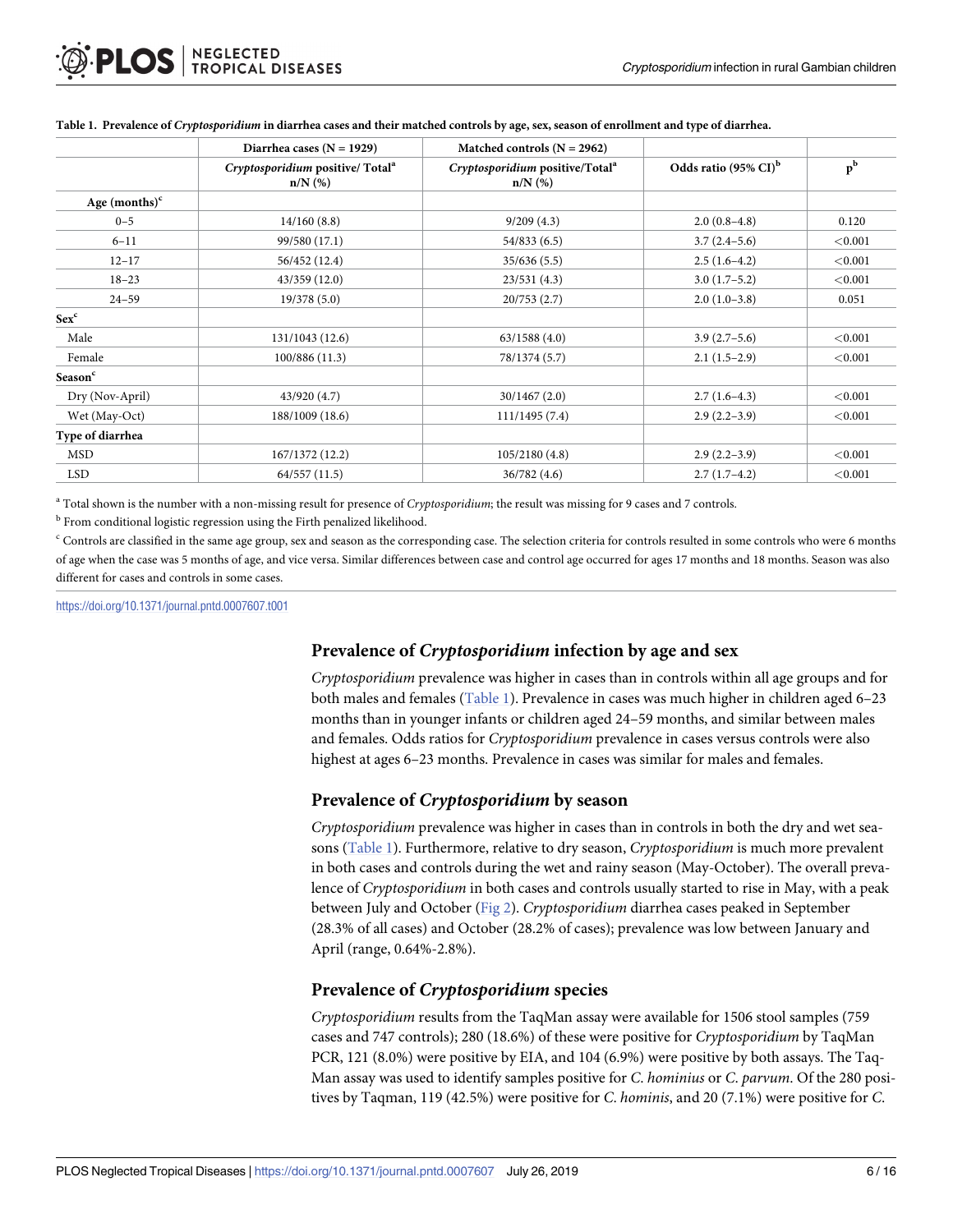**Table 1. Prevalence of *Cryptosporidium* in diarrhea cases and their matched controls by age, sex, season of enrollment and type of diarrhea.**

| | Diarrhea cases (N = 1929) | Matched controls (N = 2962) | | |
|---|---|---|---|---|
| | *Cryptosporidium* positive/ Total[a] n/N (%) | *Cryptosporidium* positive/Total[a] n/N (%) | Odds ratio (95% CI)[b] | p[b] |
| **Age (months)[c]** | | | | |
| 0–5 | 14/160 (8.8) | 9/209 (4.3) | 2.0 (0.8–4.8) | 0.120 |
| 6–11 | 99/580 (17.1) | 54/833 (6.5) | 3.7 (2.4–5.6) | <0.001 |
| 12–17 | 56/452 (12.4) | 35/636 (5.5) | 2.5 (1.6–4.2) | <0.001 |
| 18–23 | 43/359 (12.0) | 23/531 (4.3) | 3.0 (1.7–5.2) | <0.001 |
| 24–59 | 19/378 (5.0) | 20/753 (2.7) | 2.0 (1.0–3.8) | 0.051 |
| **Sex[c]** | | | | |
| Male | 131/1043 (12.6) | 63/1588 (4.0) | 3.9 (2.7–5.6) | <0.001 |
| Female | 100/886 (11.3) | 78/1374 (5.7) | 2.1 (1.5–2.9) | <0.001 |
| **Season[c]** | | | | |
| Dry (Nov-April) | 43/920 (4.7) | 30/1467 (2.0) | 2.7 (1.6–4.3) | <0.001 |
| Wet (May-Oct) | 188/1009 (18.6) | 111/1495 (7.4) | 2.9 (2.2–3.9) | <0.001 |
| **Type of diarrhea** | | | | |
| MSD | 167/1372 (12.2) | 105/2180 (4.8) | 2.9 (2.2–3.9) | <0.001 |
| LSD | 64/557 (11.5) | 36/782 (4.6) | 2.7 (1.7–4.2) | <0.001 |

[a] Total shown is the number with a non-missing result for presence of *Cryptosporidium*; the result was missing for 9 cases and 7 controls.

[b] From conditional logistic regression using the Firth penalized likelihood.

[c] Controls are classified in the same age group, sex and season as the corresponding case. The selection criteria for controls resulted in some controls who were 6 months of age when the case was 5 months of age, and vice versa. Similar differences between case and control age occurred for ages 17 months and 18 months. Season was also different for cases and controls in some cases.

https://doi.org/10.1371/journal.pntd.0007607.t001

## Prevalence of *Cryptosporidium* infection by age and sex

*Cryptosporidium* prevalence was higher in cases than in controls within all age groups and for both males and females (Table 1). Prevalence in cases was much higher in children aged 6–23 months than in younger infants or children aged 24–59 months, and similar between males and females. Odds ratios for *Cryptosporidium* prevalence in cases versus controls were also highest at ages 6–23 months. Prevalence in cases was similar for males and females.

## Prevalence of *Cryptosporidium* by season

*Cryptosporidium* prevalence was higher in cases than in controls in both the dry and wet seasons (Table 1). Furthermore, relative to dry season, *Cryptosporidium* is much more prevalent in both cases and controls during the wet and rainy season (May-October). The overall prevalence of *Cryptosporidium* in both cases and controls usually started to rise in May, with a peak between July and October (Fig 2). *Cryptosporidium* diarrhea cases peaked in September (28.3% of all cases) and October (28.2% of cases); prevalence was low between January and April (range, 0.64%-2.8%).

## Prevalence of *Cryptosporidium* species

*Cryptosporidium* results from the TaqMan assay were available for 1506 stool samples (759 cases and 747 controls); 280 (18.6%) of these were positive for *Cryptosporidium* by TaqMan PCR, 121 (8.0%) were positive by EIA, and 104 (6.9%) were positive by both assays. The TaqMan assay was used to identify samples positive for *C. hominius* or *C. parvum*. Of the 280 positives by Taqman, 119 (42.5%) were positive for *C. hominis*, and 20 (7.1%) were positive for *C.*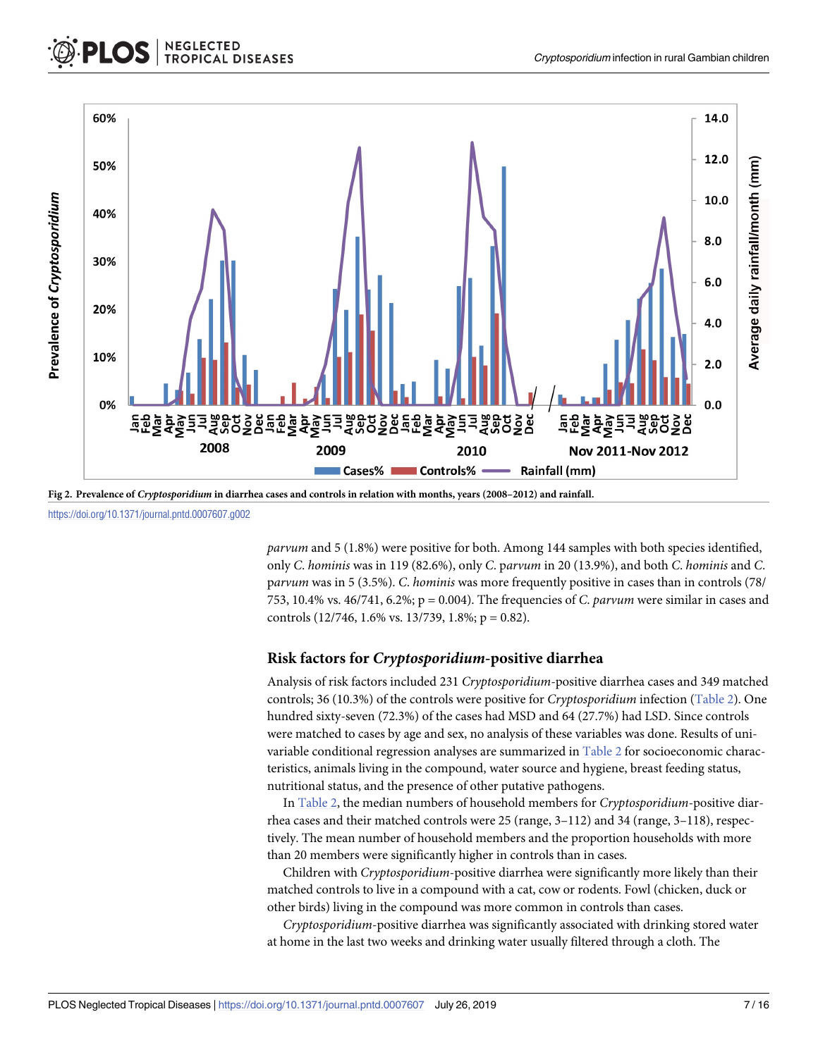Fig 2. Prevalence of *Cryptosporidium* in diarrhea cases and controls in relation with months, years (2008–2012) and rainfall.

https://doi.org/10.1371/journal.pntd.0007607.g002

*parvum* and 5 (1.8%) were positive for both. Among 144 samples with both species identified, only *C*. *hominis* was in 119 (82.6%), only *C*. *parvum* in 20 (13.9%), and both *C*. *hominis* and *C*. *parvum* was in 5 (3.5%). *C*. *hominis* was more frequently positive in cases than in controls (78/753, 10.4% vs. 46/741, 6.2%; p = 0.004). The frequencies of *C*. *parvum* were similar in cases and controls (12/746, 1.6% vs. 13/739, 1.8%; p = 0.82).

## Risk factors for *Cryptosporidium*-positive diarrhea

Analysis of risk factors included 231 *Cryptosporidium*-positive diarrhea cases and 349 matched controls; 36 (10.3%) of the controls were positive for *Cryptosporidium* infection (Table 2). One hundred sixty-seven (72.3%) of the cases had MSD and 64 (27.7%) had LSD. Since controls were matched to cases by age and sex, no analysis of these variables was done. Results of univariable conditional regression analyses are summarized in Table 2 for socioeconomic characteristics, animals living in the compound, water source and hygiene, breast feeding status, nutritional status, and the presence of other putative pathogens.

In Table 2, the median numbers of household members for *Cryptosporidium*-positive diarrhea cases and their matched controls were 25 (range, 3–112) and 34 (range, 3–118), respectively. The mean number of household members and the proportion households with more than 20 members were significantly higher in controls than in cases.

Children with *Cryptosporidium*-positive diarrhea were significantly more likely than their matched controls to live in a compound with a cat, cow or rodents. Fowl (chicken, duck or other birds) living in the compound was more common in controls than cases.

*Cryptosporidium*-positive diarrhea was significantly associated with drinking stored water at home in the last two weeks and drinking water usually filtered through a cloth. The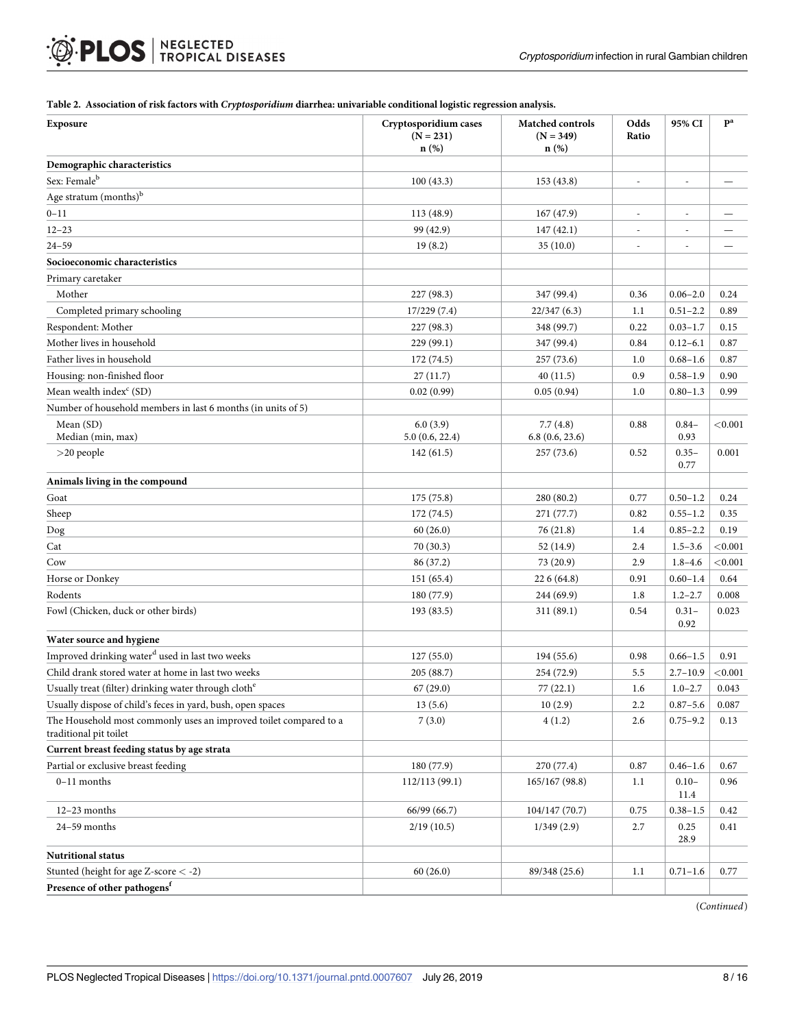**Table 2. Association of risk factors with *Cryptosporidium* diarrhea: univariable conditional logistic regression analysis.**

| Exposure | Cryptosporidium cases (N = 231) n (%) | Matched controls (N = 349) n (%) | Odds Ratio | 95% CI | P[a] |
|---|---|---|---|---|---|
| **Demographic characteristics** | | | | | |
| Sex: Female[b] | 100 (43.3) | 153 (43.8) | - | - | — |
| Age stratum (months)[b] | | | | | |
| 0–11 | 113 (48.9) | 167 (47.9) | - | - | — |
| 12–23 | 99 (42.9) | 147 (42.1) | - | - | — |
| 24–59 | 19 (8.2) | 35 (10.0) | - | - | — |
| **Socioeconomic characteristics** | | | | | |
| Primary caretaker | | | | | |
| Mother | 227 (98.3) | 347 (99.4) | 0.36 | 0.06–2.0 | 0.24 |
| Completed primary schooling | 17/229 (7.4) | 22/347 (6.3) | 1.1 | 0.51–2.2 | 0.89 |
| Respondent: Mother | 227 (98.3) | 348 (99.7) | 0.22 | 0.03–1.7 | 0.15 |
| Mother lives in household | 229 (99.1) | 347 (99.4) | 0.84 | 0.12–6.1 | 0.87 |
| Father lives in household | 172 (74.5) | 257 (73.6) | 1.0 | 0.68–1.6 | 0.87 |
| Housing: non-finished floor | 27 (11.7) | 40 (11.5) | 0.9 | 0.58–1.9 | 0.90 |
| Mean wealth index[c] (SD) | 0.02 (0.99) | 0.05 (0.94) | 1.0 | 0.80–1.3 | 0.99 |
| Number of household members in last 6 months (in units of 5) | | | | | |
| Mean (SD) Median (min, max) | 6.0 (3.9) 5.0 (0.6, 22.4) | 7.7 (4.8) 6.8 (0.6, 23.6) | 0.88 | 0.84–0.93 | <0.001 |
| >20 people | 142 (61.5) | 257 (73.6) | 0.52 | 0.35–0.77 | 0.001 |
| **Animals living in the compound** | | | | | |
| Goat | 175 (75.8) | 280 (80.2) | 0.77 | 0.50–1.2 | 0.24 |
| Sheep | 172 (74.5) | 271 (77.7) | 0.82 | 0.55–1.2 | 0.35 |
| Dog | 60 (26.0) | 76 (21.8) | 1.4 | 0.85–2.2 | 0.19 |
| Cat | 70 (30.3) | 52 (14.9) | 2.4 | 1.5–3.6 | <0.001 |
| Cow | 86 (37.2) | 73 (20.9) | 2.9 | 1.8–4.6 | <0.001 |
| Horse or Donkey | 151 (65.4) | 22 6 (64.8) | 0.91 | 0.60–1.4 | 0.64 |
| Rodents | 180 (77.9) | 244 (69.9) | 1.8 | 1.2–2.7 | 0.008 |
| Fowl (Chicken, duck or other birds) | 193 (83.5) | 311 (89.1) | 0.54 | 0.31–0.92 | 0.023 |
| **Water source and hygiene** | | | | | |
| Improved drinking water[d] used in last two weeks | 127 (55.0) | 194 (55.6) | 0.98 | 0.66–1.5 | 0.91 |
| Child drank stored water at home in last two weeks | 205 (88.7) | 254 (72.9) | 5.5 | 2.7–10.9 | <0.001 |
| Usually treat (filter) drinking water through cloth[e] | 67 (29.0) | 77 (22.1) | 1.6 | 1.0–2.7 | 0.043 |
| Usually dispose of child's feces in yard, bush, open spaces | 13 (5.6) | 10 (2.9) | 2.2 | 0.87–5.6 | 0.087 |
| The Household most commonly uses an improved toilet compared to a traditional pit toilet | 7 (3.0) | 4 (1.2) | 2.6 | 0.75–9.2 | 0.13 |
| **Current breast feeding status by age strata** | | | | | |
| Partial or exclusive breast feeding | 180 (77.9) | 270 (77.4) | 0.87 | 0.46–1.6 | 0.67 |
| 0–11 months | 112/113 (99.1) | 165/167 (98.8) | 1.1 | 0.10–11.4 | 0.96 |
| 12–23 months | 66/99 (66.7) | 104/147 (70.7) | 0.75 | 0.38–1.5 | 0.42 |
| 24–59 months | 2/19 (10.5) | 1/349 (2.9) | 2.7 | 0.25 28.9 | 0.41 |
| **Nutritional status** | | | | | |
| Stunted (height for age Z-score < -2) | 60 (26.0) | 89/348 (25.6) | 1.1 | 0.71–1.6 | 0.77 |
| **Presence of other pathogens[f]** | | | | | |

(*Continued*)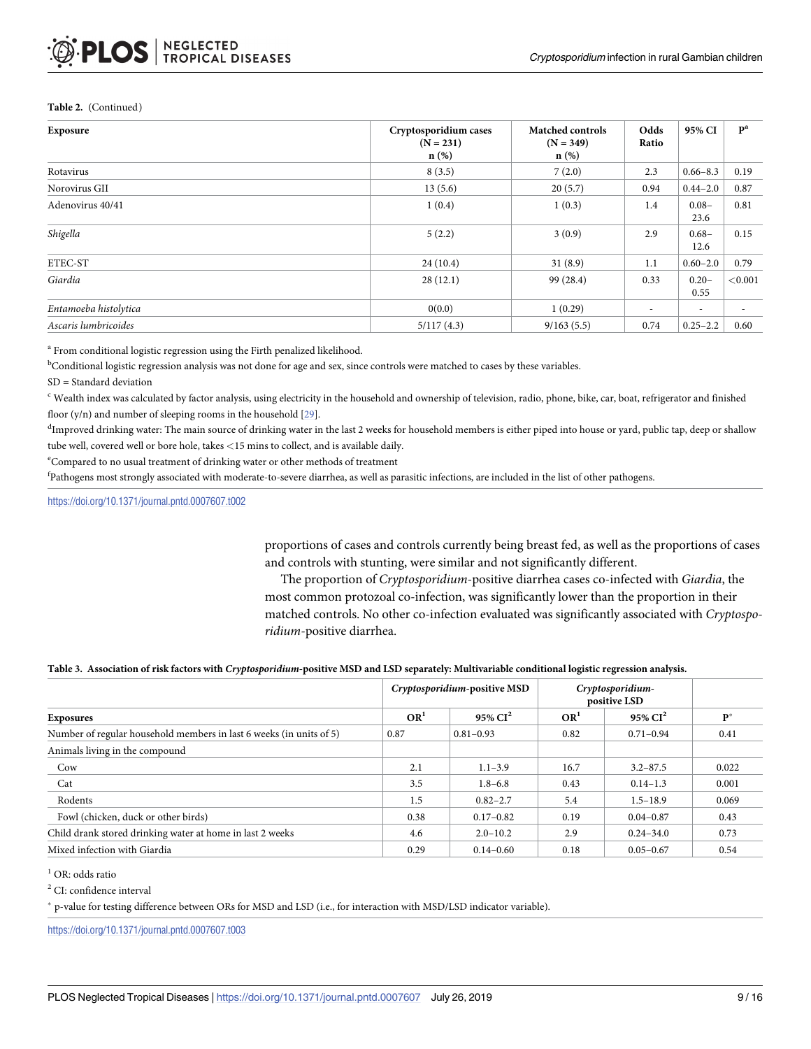**Table 2.** (Continued)

| Exposure | Cryptosporidium cases (N = 231) n (%) | Matched controls (N = 349) n (%) | Odds Ratio | 95% CI | P[a] |
|---|---|---|---|---|---|
| Rotavirus | 8 (3.5) | 7 (2.0) | 2.3 | 0.66–8.3 | 0.19 |
| Norovirus GII | 13 (5.6) | 20 (5.7) | 0.94 | 0.44–2.0 | 0.87 |
| Adenovirus 40/41 | 1 (0.4) | 1 (0.3) | 1.4 | 0.08–23.6 | 0.81 |
| *Shigella* | 5 (2.2) | 3 (0.9) | 2.9 | 0.68–12.6 | 0.15 |
| ETEC-ST | 24 (10.4) | 31 (8.9) | 1.1 | 0.60–2.0 | 0.79 |
| *Giardia* | 28 (12.1) | 99 (28.4) | 0.33 | 0.20–0.55 | <0.001 |
| *Entamoeba histolytica* | 0(0.0) | 1 (0.29) | - | - | - |
| *Ascaris lumbricoides* | 5/117 (4.3) | 9/163 (5.5) | 0.74 | 0.25–2.2 | 0.60 |

[a] From conditional logistic regression using the Firth penalized likelihood.

[b]Conditional logistic regression analysis was not done for age and sex, since controls were matched to cases by these variables.

SD = Standard deviation

[c] Wealth index was calculated by factor analysis, using electricity in the household and ownership of television, radio, phone, bike, car, boat, refrigerator and finished floor (y/n) and number of sleeping rooms in the household [29].

[d]Improved drinking water: The main source of drinking water in the last 2 weeks for household members is either piped into house or yard, public tap, deep or shallow tube well, covered well or bore hole, takes <15 mins to collect, and is available daily.

[e]Compared to no usual treatment of drinking water or other methods of treatment

[f]Pathogens most strongly associated with moderate-to-severe diarrhea, as well as parasitic infections, are included in the list of other pathogens.

https://doi.org/10.1371/journal.pntd.0007607.t002

proportions of cases and controls currently being breast fed, as well as the proportions of cases and controls with stunting, were similar and not significantly different.

The proportion of *Cryptosporidium*-positive diarrhea cases co-infected with *Giardia*, the most common protozoal co-infection, was significantly lower than the proportion in their matched controls. No other co-infection evaluated was significantly associated with *Cryptosporidium*-positive diarrhea.

**Table 3. Association of risk factors with *Cryptosporidium*-positive MSD and LSD separately: Multivariable conditional logistic regression analysis.**

| | *Cryptosporidium*-positive MSD | | *Cryptosporidium*-positive LSD | | |
|---|---|---|---|---|---|
| **Exposures** | **OR[1]** | **95% CI[2]** | **OR[1]** | **95% CI[2]** | **P[*]** |
| Number of regular household members in last 6 weeks (in units of 5) | 0.87 | 0.81–0.93 | 0.82 | 0.71–0.94 | 0.41 |
| Animals living in the compound | | | | | |
| Cow | 2.1 | 1.1–3.9 | 16.7 | 3.2–87.5 | 0.022 |
| Cat | 3.5 | 1.8–6.8 | 0.43 | 0.14–1.3 | 0.001 |
| Rodents | 1.5 | 0.82–2.7 | 5.4 | 1.5–18.9 | 0.069 |
| Fowl (chicken, duck or other birds) | 0.38 | 0.17–0.82 | 0.19 | 0.04–0.87 | 0.43 |
| Child drank stored drinking water at home in last 2 weeks | 4.6 | 2.0–10.2 | 2.9 | 0.24–34.0 | 0.73 |
| Mixed infection with Giardia | 0.29 | 0.14–0.60 | 0.18 | 0.05–0.67 | 0.54 |

[1] OR: odds ratio

[2] CI: confidence interval

[*] p-value for testing difference between ORs for MSD and LSD (i.e., for interaction with MSD/LSD indicator variable).

https://doi.org/10.1371/journal.pntd.0007607.t003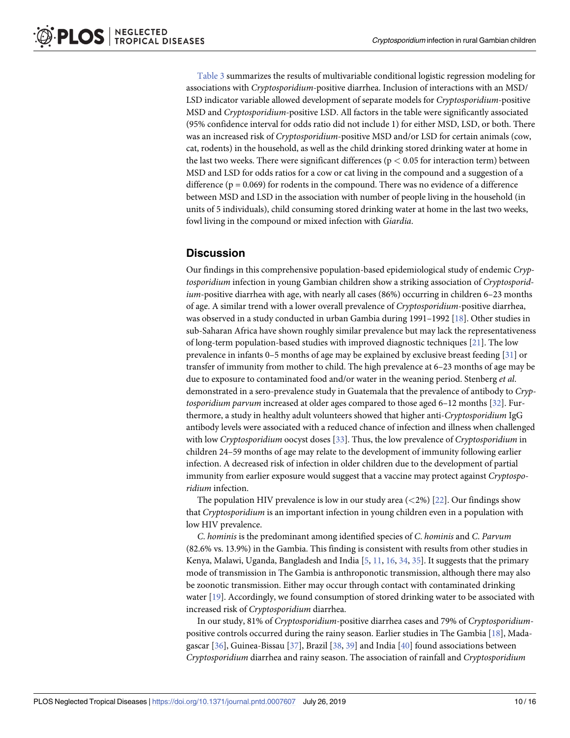Table 3 summarizes the results of multivariable conditional logistic regression modeling for associations with *Cryptosporidium*-positive diarrhea. Inclusion of interactions with an MSD/LSD indicator variable allowed development of separate models for *Cryptosporidium*-positive MSD and *Cryptosporidium*-positive LSD. All factors in the table were significantly associated (95% confidence interval for odds ratio did not include 1) for either MSD, LSD, or both. There was an increased risk of *Cryptosporidium*-positive MSD and/or LSD for certain animals (cow, cat, rodents) in the household, as well as the child drinking stored drinking water at home in the last two weeks. There were significant differences ($p < 0.05$ for interaction term) between MSD and LSD for odds ratios for a cow or cat living in the compound and a suggestion of a difference ($p = 0.069$) for rodents in the compound. There was no evidence of a difference between MSD and LSD in the association with number of people living in the household (in units of 5 individuals), child consuming stored drinking water at home in the last two weeks, fowl living in the compound or mixed infection with *Giardia*.

## Discussion

Our findings in this comprehensive population-based epidemiological study of endemic *Cryptosporidium* infection in young Gambian children show a striking association of *Cryptosporidium*-positive diarrhea with age, with nearly all cases (86%) occurring in children 6–23 months of age. A similar trend with a lower overall prevalence of *Cryptosporidium*-positive diarrhea, was observed in a study conducted in urban Gambia during 1991–1992 [18]. Other studies in sub-Saharan Africa have shown roughly similar prevalence but may lack the representativeness of long-term population-based studies with improved diagnostic techniques [21]. The low prevalence in infants 0–5 months of age may be explained by exclusive breast feeding [31] or transfer of immunity from mother to child. The high prevalence at 6–23 months of age may be due to exposure to contaminated food and/or water in the weaning period. Stenberg *et al*. demonstrated in a sero-prevalence study in Guatemala that the prevalence of antibody to *Cryptosporidium parvum* increased at older ages compared to those aged 6–12 months [32]. Furthermore, a study in healthy adult volunteers showed that higher anti-*Cryptosporidium* IgG antibody levels were associated with a reduced chance of infection and illness when challenged with low *Cryptosporidium* oocyst doses [33]. Thus, the low prevalence of *Cryptosporidium* in children 24–59 months of age may relate to the development of immunity following earlier infection. A decreased risk of infection in older children due to the development of partial immunity from earlier exposure would suggest that a vaccine may protect against *Cryptosporidium* infection.

The population HIV prevalence is low in our study area (<2%) [22]. Our findings show that *Cryptosporidium* is an important infection in young children even in a population with low HIV prevalence.

*C. hominis* is the predominant among identified species of *C. hominis* and *C. Parvum* (82.6% vs. 13.9%) in the Gambia. This finding is consistent with results from other studies in Kenya, Malawi, Uganda, Bangladesh and India [5, 11, 16, 34, 35]. It suggests that the primary mode of transmission in The Gambia is anthroponotic transmission, although there may also be zoonotic transmission. Either may occur through contact with contaminated drinking water [19]. Accordingly, we found consumption of stored drinking water to be associated with increased risk of *Cryptosporidium* diarrhea.

In our study, 81% of *Cryptosporidium*-positive diarrhea cases and 79% of *Cryptosporidium*-positive controls occurred during the rainy season. Earlier studies in The Gambia [18], Madagascar [36], Guinea-Bissau [37], Brazil [38, 39] and India [40] found associations between *Cryptosporidium* diarrhea and rainy season. The association of rainfall and *Cryptosporidium*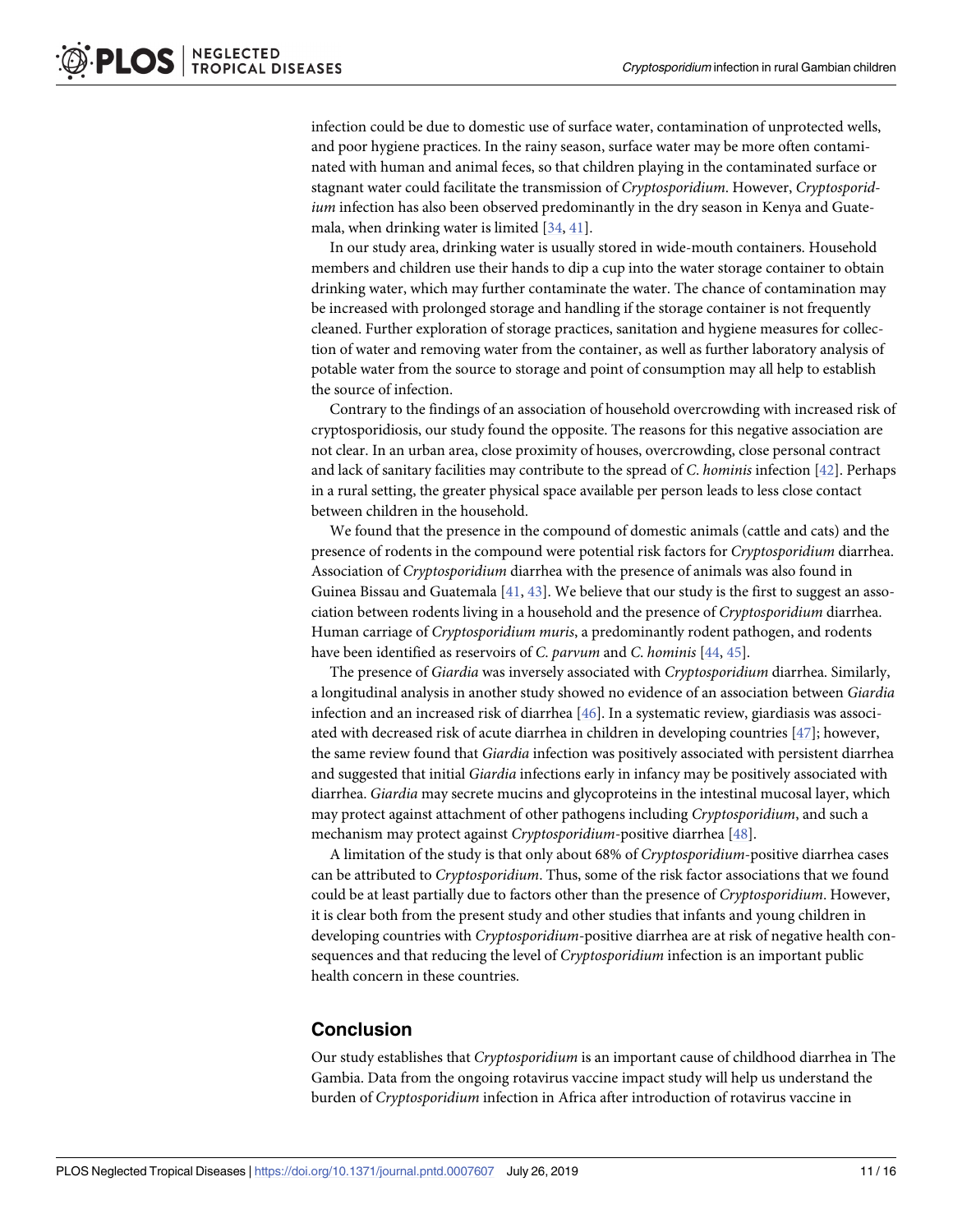infection could be due to domestic use of surface water, contamination of unprotected wells, and poor hygiene practices. In the rainy season, surface water may be more often contaminated with human and animal feces, so that children playing in the contaminated surface or stagnant water could facilitate the transmission of *Cryptosporidium*. However, *Cryptosporidium* infection has also been observed predominantly in the dry season in Kenya and Guatemala, when drinking water is limited [34, 41].

In our study area, drinking water is usually stored in wide-mouth containers. Household members and children use their hands to dip a cup into the water storage container to obtain drinking water, which may further contaminate the water. The chance of contamination may be increased with prolonged storage and handling if the storage container is not frequently cleaned. Further exploration of storage practices, sanitation and hygiene measures for collection of water and removing water from the container, as well as further laboratory analysis of potable water from the source to storage and point of consumption may all help to establish the source of infection.

Contrary to the findings of an association of household overcrowding with increased risk of cryptosporidiosis, our study found the opposite. The reasons for this negative association are not clear. In an urban area, close proximity of houses, overcrowding, close personal contract and lack of sanitary facilities may contribute to the spread of *C. hominis* infection [42]. Perhaps in a rural setting, the greater physical space available per person leads to less close contact between children in the household.

We found that the presence in the compound of domestic animals (cattle and cats) and the presence of rodents in the compound were potential risk factors for *Cryptosporidium* diarrhea. Association of *Cryptosporidium* diarrhea with the presence of animals was also found in Guinea Bissau and Guatemala [41, 43]. We believe that our study is the first to suggest an association between rodents living in a household and the presence of *Cryptosporidium* diarrhea. Human carriage of *Cryptosporidium muris*, a predominantly rodent pathogen, and rodents have been identified as reservoirs of *C. parvum* and *C. hominis* [44, 45].

The presence of *Giardia* was inversely associated with *Cryptosporidium* diarrhea. Similarly, a longitudinal analysis in another study showed no evidence of an association between *Giardia* infection and an increased risk of diarrhea [46]. In a systematic review, giardiasis was associated with decreased risk of acute diarrhea in children in developing countries [47]; however, the same review found that *Giardia* infection was positively associated with persistent diarrhea and suggested that initial *Giardia* infections early in infancy may be positively associated with diarrhea. *Giardia* may secrete mucins and glycoproteins in the intestinal mucosal layer, which may protect against attachment of other pathogens including *Cryptosporidium*, and such a mechanism may protect against *Cryptosporidium*-positive diarrhea [48].

A limitation of the study is that only about 68% of *Cryptosporidium*-positive diarrhea cases can be attributed to *Cryptosporidium*. Thus, some of the risk factor associations that we found could be at least partially due to factors other than the presence of *Cryptosporidium*. However, it is clear both from the present study and other studies that infants and young children in developing countries with *Cryptosporidium*-positive diarrhea are at risk of negative health consequences and that reducing the level of *Cryptosporidium* infection is an important public health concern in these countries.

## Conclusion

Our study establishes that *Cryptosporidium* is an important cause of childhood diarrhea in The Gambia. Data from the ongoing rotavirus vaccine impact study will help us understand the burden of *Cryptosporidium* infection in Africa after introduction of rotavirus vaccine in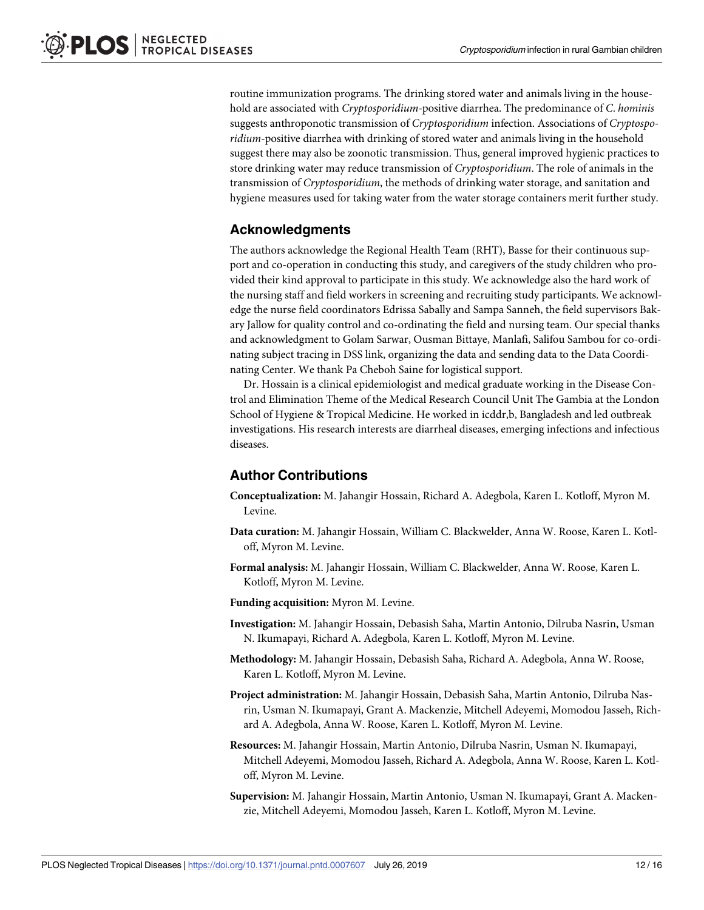routine immunization programs. The drinking stored water and animals living in the household are associated with *Cryptosporidium*-positive diarrhea. The predominance of *C. hominis* suggests anthroponotic transmission of *Cryptosporidium* infection. Associations of *Cryptosporidium*-positive diarrhea with drinking of stored water and animals living in the household suggest there may also be zoonotic transmission. Thus, general improved hygienic practices to store drinking water may reduce transmission of *Cryptosporidium*. The role of animals in the transmission of *Cryptosporidium*, the methods of drinking water storage, and sanitation and hygiene measures used for taking water from the water storage containers merit further study.

## Acknowledgments

The authors acknowledge the Regional Health Team (RHT), Basse for their continuous support and co-operation in conducting this study, and caregivers of the study children who provided their kind approval to participate in this study. We acknowledge also the hard work of the nursing staff and field workers in screening and recruiting study participants. We acknowledge the nurse field coordinators Edrissa Sabally and Sampa Sanneh, the field supervisors Bakary Jallow for quality control and co-ordinating the field and nursing team. Our special thanks and acknowledgment to Golam Sarwar, Ousman Bittaye, Manlafi, Salifou Sambou for co-ordinating subject tracing in DSS link, organizing the data and sending data to the Data Coordinating Center. We thank Pa Cheboh Saine for logistical support.

Dr. Hossain is a clinical epidemiologist and medical graduate working in the Disease Control and Elimination Theme of the Medical Research Council Unit The Gambia at the London School of Hygiene & Tropical Medicine. He worked in icddr,b, Bangladesh and led outbreak investigations. His research interests are diarrheal diseases, emerging infections and infectious diseases.

## Author Contributions

**Conceptualization:** M. Jahangir Hossain, Richard A. Adegbola, Karen L. Kotloff, Myron M. Levine.

**Data curation:** M. Jahangir Hossain, William C. Blackwelder, Anna W. Roose, Karen L. Kotloff, Myron M. Levine.

**Formal analysis:** M. Jahangir Hossain, William C. Blackwelder, Anna W. Roose, Karen L. Kotloff, Myron M. Levine.

**Funding acquisition:** Myron M. Levine.

**Investigation:** M. Jahangir Hossain, Debasish Saha, Martin Antonio, Dilruba Nasrin, Usman N. Ikumapayi, Richard A. Adegbola, Karen L. Kotloff, Myron M. Levine.

**Methodology:** M. Jahangir Hossain, Debasish Saha, Richard A. Adegbola, Anna W. Roose, Karen L. Kotloff, Myron M. Levine.

**Project administration:** M. Jahangir Hossain, Debasish Saha, Martin Antonio, Dilruba Nasrin, Usman N. Ikumapayi, Grant A. Mackenzie, Mitchell Adeyemi, Momodou Jasseh, Richard A. Adegbola, Anna W. Roose, Karen L. Kotloff, Myron M. Levine.

**Resources:** M. Jahangir Hossain, Martin Antonio, Dilruba Nasrin, Usman N. Ikumapayi, Mitchell Adeyemi, Momodou Jasseh, Richard A. Adegbola, Anna W. Roose, Karen L. Kotloff, Myron M. Levine.

**Supervision:** M. Jahangir Hossain, Martin Antonio, Usman N. Ikumapayi, Grant A. Mackenzie, Mitchell Adeyemi, Momodou Jasseh, Karen L. Kotloff, Myron M. Levine.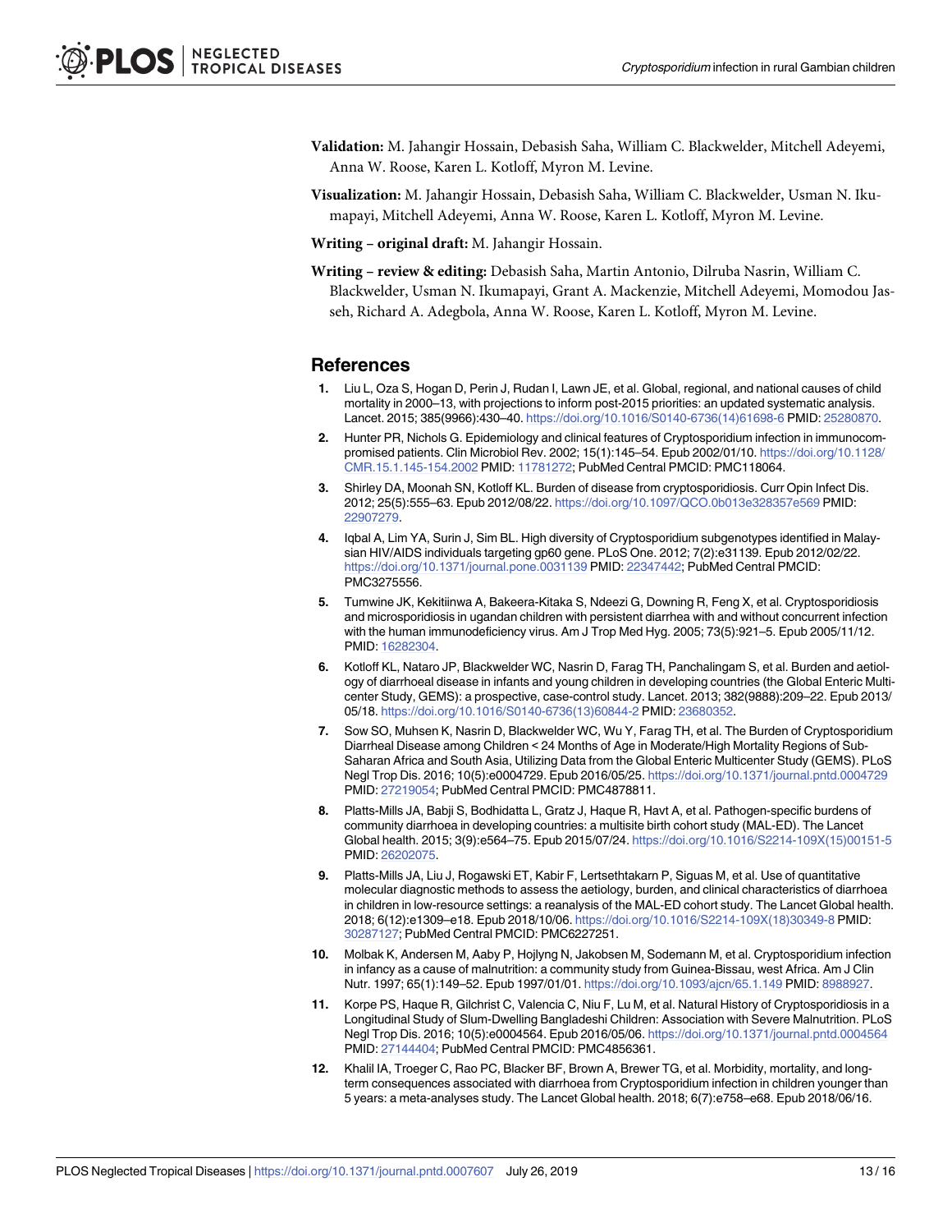**Validation:** M. Jahangir Hossain, Debasish Saha, William C. Blackwelder, Mitchell Adeyemi, Anna W. Roose, Karen L. Kotloff, Myron M. Levine.

**Visualization:** M. Jahangir Hossain, Debasish Saha, William C. Blackwelder, Usman N. Ikumapayi, Mitchell Adeyemi, Anna W. Roose, Karen L. Kotloff, Myron M. Levine.

**Writing – original draft:** M. Jahangir Hossain.

**Writing – review & editing:** Debasish Saha, Martin Antonio, Dilruba Nasrin, William C. Blackwelder, Usman N. Ikumapayi, Grant A. Mackenzie, Mitchell Adeyemi, Momodou Jasseh, Richard A. Adegbola, Anna W. Roose, Karen L. Kotloff, Myron M. Levine.

## References

1. Liu L, Oza S, Hogan D, Perin J, Rudan I, Lawn JE, et al. Global, regional, and national causes of child mortality in 2000–13, with projections to inform post-2015 priorities: an updated systematic analysis. Lancet. 2015; 385(9966):430–40. https://doi.org/10.1016/S0140-6736(14)61698-6 PMID: 25280870.
2. Hunter PR, Nichols G. Epidemiology and clinical features of Cryptosporidium infection in immunocompromised patients. Clin Microbiol Rev. 2002; 15(1):145–54. Epub 2002/01/10. https://doi.org/10.1128/CMR.15.1.145-154.2002 PMID: 11781272; PubMed Central PMCID: PMC118064.
3. Shirley DA, Moonah SN, Kotloff KL. Burden of disease from cryptosporidiosis. Curr Opin Infect Dis. 2012; 25(5):555–63. Epub 2012/08/22. https://doi.org/10.1097/QCO.0b013e328357e569 PMID: 22907279.
4. Iqbal A, Lim YA, Surin J, Sim BL. High diversity of Cryptosporidium subgenotypes identified in Malaysian HIV/AIDS individuals targeting gp60 gene. PLoS One. 2012; 7(2):e31139. Epub 2012/02/22. https://doi.org/10.1371/journal.pone.0031139 PMID: 22347442; PubMed Central PMCID: PMC3275556.
5. Tumwine JK, Kekitiinwa A, Bakeera-Kitaka S, Ndeezi G, Downing R, Feng X, et al. Cryptosporidiosis and microsporidiosis in ugandan children with persistent diarrhea with and without concurrent infection with the human immunodeficiency virus. Am J Trop Med Hyg. 2005; 73(5):921–5. Epub 2005/11/12. PMID: 16282304.
6. Kotloff KL, Nataro JP, Blackwelder WC, Nasrin D, Farag TH, Panchalingam S, et al. Burden and aetiology of diarrhoeal disease in infants and young children in developing countries (the Global Enteric Multicenter Study, GEMS): a prospective, case-control study. Lancet. 2013; 382(9888):209–22. Epub 2013/05/18. https://doi.org/10.1016/S0140-6736(13)60844-2 PMID: 23680352.
7. Sow SO, Muhsen K, Nasrin D, Blackwelder WC, Wu Y, Farag TH, et al. The Burden of Cryptosporidium Diarrheal Disease among Children < 24 Months of Age in Moderate/High Mortality Regions of Sub-Saharan Africa and South Asia, Utilizing Data from the Global Enteric Multicenter Study (GEMS). PLoS Negl Trop Dis. 2016; 10(5):e0004729. Epub 2016/05/25. https://doi.org/10.1371/journal.pntd.0004729 PMID: 27219054; PubMed Central PMCID: PMC4878811.
8. Platts-Mills JA, Babji S, Bodhidatta L, Gratz J, Haque R, Havt A, et al. Pathogen-specific burdens of community diarrhoea in developing countries: a multisite birth cohort study (MAL-ED). The Lancet Global health. 2015; 3(9):e564–75. Epub 2015/07/24. https://doi.org/10.1016/S2214-109X(15)00151-5 PMID: 26202075.
9. Platts-Mills JA, Liu J, Rogawski ET, Kabir F, Lertsethtakarn P, Siguas M, et al. Use of quantitative molecular diagnostic methods to assess the aetiology, burden, and clinical characteristics of diarrhoea in children in low-resource settings: a reanalysis of the MAL-ED cohort study. The Lancet Global health. 2018; 6(12):e1309–e18. Epub 2018/10/06. https://doi.org/10.1016/S2214-109X(18)30349-8 PMID: 30287127; PubMed Central PMCID: PMC6227251.
10. Molbak K, Andersen M, Aaby P, Hojlyng N, Jakobsen M, Sodemann M, et al. Cryptosporidium infection in infancy as a cause of malnutrition: a community study from Guinea-Bissau, west Africa. Am J Clin Nutr. 1997; 65(1):149–52. Epub 1997/01/01. https://doi.org/10.1093/ajcn/65.1.149 PMID: 8988927.
11. Korpe PS, Haque R, Gilchrist C, Valencia C, Niu F, Lu M, et al. Natural History of Cryptosporidiosis in a Longitudinal Study of Slum-Dwelling Bangladeshi Children: Association with Severe Malnutrition. PLoS Negl Trop Dis. 2016; 10(5):e0004564. Epub 2016/05/06. https://doi.org/10.1371/journal.pntd.0004564 PMID: 27144404; PubMed Central PMCID: PMC4856361.
12. Khalil IA, Troeger C, Rao PC, Blacker BF, Brown A, Brewer TG, et al. Morbidity, mortality, and long-term consequences associated with diarrhoea from Cryptosporidium infection in children younger than 5 years: a meta-analyses study. The Lancet Global health. 2018; 6(7):e758–e68. Epub 2018/06/16.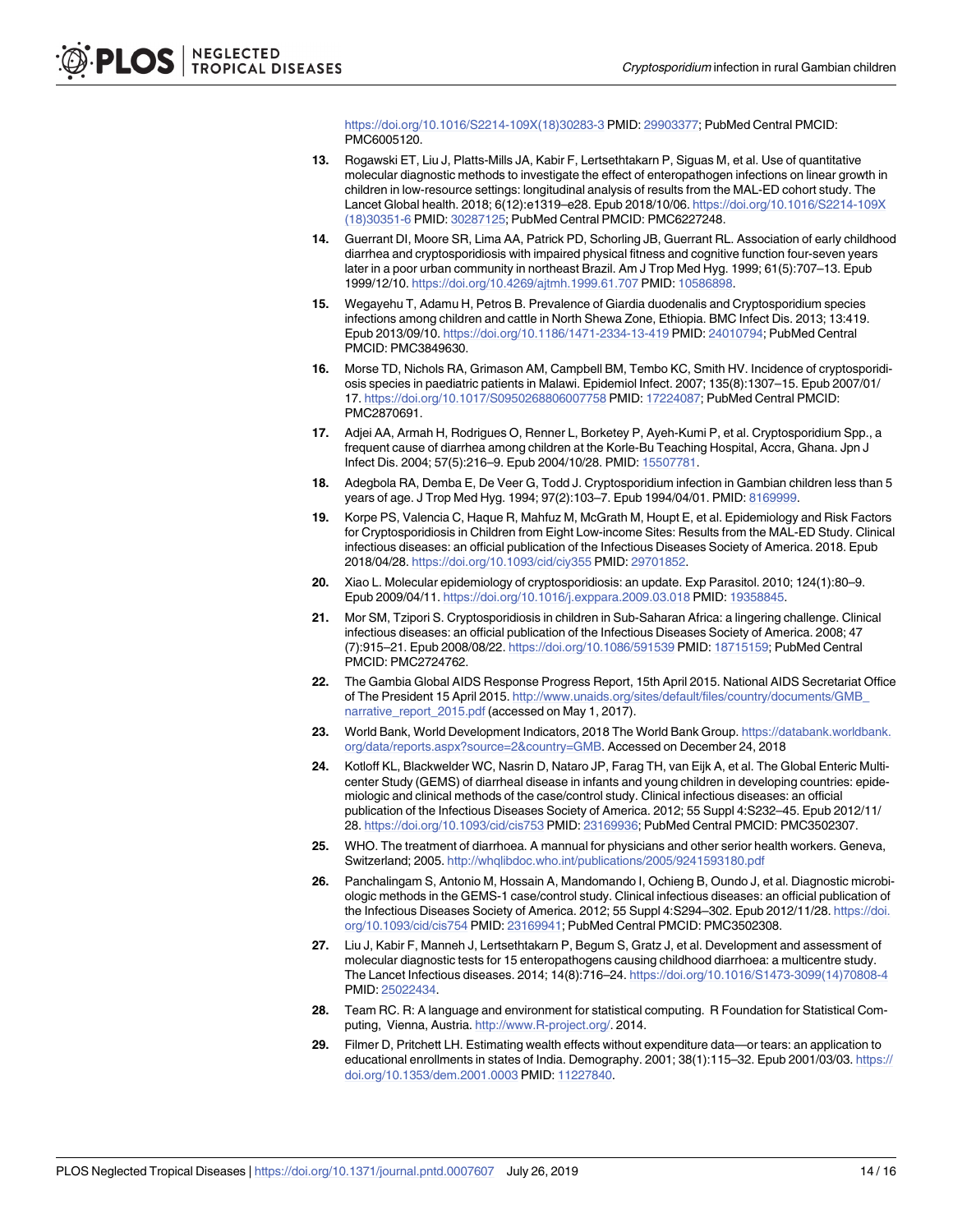https://doi.org/10.1016/S2214-109X(18)30283-3 PMID: 29903377; PubMed Central PMCID: PMC6005120.

13. Rogawski ET, Liu J, Platts-Mills JA, Kabir F, Lertsethtakarn P, Siguas M, et al. Use of quantitative molecular diagnostic methods to investigate the effect of enteropathogen infections on linear growth in children in low-resource settings: longitudinal analysis of results from the MAL-ED cohort study. The Lancet Global health. 2018; 6(12):e1319–e28. Epub 2018/10/06. https://doi.org/10.1016/S2214-109X(18)30351-6 PMID: 30287125; PubMed Central PMCID: PMC6227248.

14. Guerrant DI, Moore SR, Lima AA, Patrick PD, Schorling JB, Guerrant RL. Association of early childhood diarrhea and cryptosporidiosis with impaired physical fitness and cognitive function four-seven years later in a poor urban community in northeast Brazil. Am J Trop Med Hyg. 1999; 61(5):707–13. Epub 1999/12/10. https://doi.org/10.4269/ajtmh.1999.61.707 PMID: 10586898.

15. Wegayehu T, Adamu H, Petros B. Prevalence of Giardia duodenalis and Cryptosporidium species infections among children and cattle in North Shewa Zone, Ethiopia. BMC Infect Dis. 2013; 13:419. Epub 2013/09/10. https://doi.org/10.1186/1471-2334-13-419 PMID: 24010794; PubMed Central PMCID: PMC3849630.

16. Morse TD, Nichols RA, Grimason AM, Campbell BM, Tembo KC, Smith HV. Incidence of cryptosporidiosis species in paediatric patients in Malawi. Epidemiol Infect. 2007; 135(8):1307–15. Epub 2007/01/17. https://doi.org/10.1017/S0950268806007758 PMID: 17224087; PubMed Central PMCID: PMC2870691.

17. Adjei AA, Armah H, Rodrigues O, Renner L, Borketey P, Ayeh-Kumi P, et al. Cryptosporidium Spp., a frequent cause of diarrhea among children at the Korle-Bu Teaching Hospital, Accra, Ghana. Jpn J Infect Dis. 2004; 57(5):216–9. Epub 2004/10/28. PMID: 15507781.

18. Adegbola RA, Demba E, De Veer G, Todd J. Cryptosporidium infection in Gambian children less than 5 years of age. J Trop Med Hyg. 1994; 97(2):103–7. Epub 1994/04/01. PMID: 8169999.

19. Korpe PS, Valencia C, Haque R, Mahfuz M, McGrath M, Houpt E, et al. Epidemiology and Risk Factors for Cryptosporidiosis in Children from Eight Low-income Sites: Results from the MAL-ED Study. Clinical infectious diseases: an official publication of the Infectious Diseases Society of America. 2018. Epub 2018/04/28. https://doi.org/10.1093/cid/ciy355 PMID: 29701852.

20. Xiao L. Molecular epidemiology of cryptosporidiosis: an update. Exp Parasitol. 2010; 124(1):80–9. Epub 2009/04/11. https://doi.org/10.1016/j.exppara.2009.03.018 PMID: 19358845.

21. Mor SM, Tzipori S. Cryptosporidiosis in children in Sub-Saharan Africa: a lingering challenge. Clinical infectious diseases: an official publication of the Infectious Diseases Society of America. 2008; 47 (7):915–21. Epub 2008/08/22. https://doi.org/10.1086/591539 PMID: 18715159; PubMed Central PMCID: PMC2724762.

22. The Gambia Global AIDS Response Progress Report, 15th April 2015. National AIDS Secretariat Office of The President 15 April 2015. http://www.unaids.org/sites/default/files/country/documents/GMB_narrative_report_2015.pdf (accessed on May 1, 2017).

23. World Bank, World Development Indicators, 2018 The World Bank Group. https://databank.worldbank.org/data/reports.aspx?source=2&country=GMB. Accessed on December 24, 2018

24. Kotloff KL, Blackwelder WC, Nasrin D, Nataro JP, Farag TH, van Eijk A, et al. The Global Enteric Multicenter Study (GEMS) of diarrheal disease in infants and young children in developing countries: epidemiologic and clinical methods of the case/control study. Clinical infectious diseases: an official publication of the Infectious Diseases Society of America. 2012; 55 Suppl 4:S232–45. Epub 2012/11/28. https://doi.org/10.1093/cid/cis753 PMID: 23169936; PubMed Central PMCID: PMC3502307.

25. WHO. The treatment of diarrhoea. A mannual for physicians and other serior health workers. Geneva, Switzerland; 2005. http://whqlibdoc.who.int/publications/2005/9241593180.pdf

26. Panchalingam S, Antonio M, Hossain A, Mandomando I, Ochieng B, Oundo J, et al. Diagnostic microbiologic methods in the GEMS-1 case/control study. Clinical infectious diseases: an official publication of the Infectious Diseases Society of America. 2012; 55 Suppl 4:S294–302. Epub 2012/11/28. https://doi.org/10.1093/cid/cis754 PMID: 23169941; PubMed Central PMCID: PMC3502308.

27. Liu J, Kabir F, Manneh J, Lertsethtakarn P, Begum S, Gratz J, et al. Development and assessment of molecular diagnostic tests for 15 enteropathogens causing childhood diarrhoea: a multicentre study. The Lancet Infectious diseases. 2014; 14(8):716–24. https://doi.org/10.1016/S1473-3099(14)70808-4 PMID: 25022434.

28. Team RC. R: A language and environment for statistical computing. R Foundation for Statistical Computing, Vienna, Austria. http://www.R-project.org/. 2014.

29. Filmer D, Pritchett LH. Estimating wealth effects without expenditure data—or tears: an application to educational enrollments in states of India. Demography. 2001; 38(1):115–32. Epub 2001/03/03. https://doi.org/10.1353/dem.2001.0003 PMID: 11227840.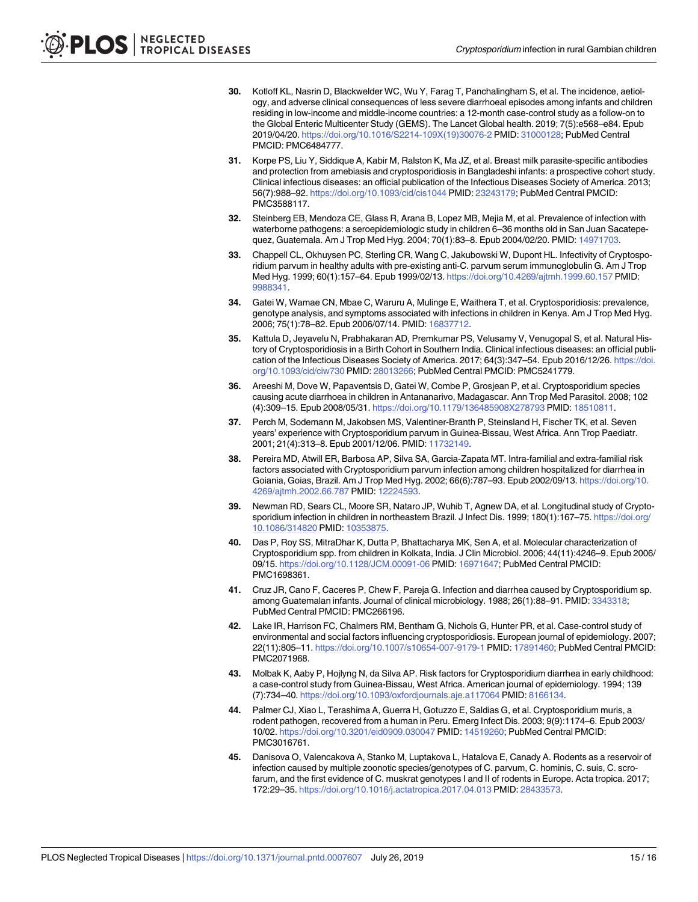30. Kotloff KL, Nasrin D, Blackwelder WC, Wu Y, Farag T, Panchalingham S, et al. The incidence, aetiology, and adverse clinical consequences of less severe diarrhoeal episodes among infants and children residing in low-income and middle-income countries: a 12-month case-control study as a follow-on to the Global Enteric Multicenter Study (GEMS). The Lancet Global health. 2019; 7(5):e568–e84. Epub 2019/04/20. https://doi.org/10.1016/S2214-109X(19)30076-2 PMID: 31000128; PubMed Central PMCID: PMC6484777.

31. Korpe PS, Liu Y, Siddique A, Kabir M, Ralston K, Ma JZ, et al. Breast milk parasite-specific antibodies and protection from amebiasis and cryptosporidiosis in Bangladeshi infants: a prospective cohort study. Clinical infectious diseases: an official publication of the Infectious Diseases Society of America. 2013; 56(7):988–92. https://doi.org/10.1093/cid/cis1044 PMID: 23243179; PubMed Central PMCID: PMC3588117.

32. Steinberg EB, Mendoza CE, Glass R, Arana B, Lopez MB, Mejia M, et al. Prevalence of infection with waterborne pathogens: a seroepidemiologic study in children 6–36 months old in San Juan Sacatepequez, Guatemala. Am J Trop Med Hyg. 2004; 70(1):83–8. Epub 2004/02/20. PMID: 14971703.

33. Chappell CL, Okhuysen PC, Sterling CR, Wang C, Jakubowski W, Dupont HL. Infectivity of Cryptosporidium parvum in healthy adults with pre-existing anti-C. parvum serum immunoglobulin G. Am J Trop Med Hyg. 1999; 60(1):157–64. Epub 1999/02/13. https://doi.org/10.4269/ajtmh.1999.60.157 PMID: 9988341.

34. Gatei W, Wamae CN, Mbae C, Waruru A, Mulinge E, Waithera T, et al. Cryptosporidiosis: prevalence, genotype analysis, and symptoms associated with infections in children in Kenya. Am J Trop Med Hyg. 2006; 75(1):78–82. Epub 2006/07/14. PMID: 16837712.

35. Kattula D, Jeyavelu N, Prabhakaran AD, Premkumar PS, Velusamy V, Venugopal S, et al. Natural History of Cryptosporidiosis in a Birth Cohort in Southern India. Clinical infectious diseases: an official publication of the Infectious Diseases Society of America. 2017; 64(3):347–54. Epub 2016/12/26. https://doi.org/10.1093/cid/ciw730 PMID: 28013266; PubMed Central PMCID: PMC5241779.

36. Areeshi M, Dove W, Papaventsis D, Gatei W, Combe P, Grosjean P, et al. Cryptosporidium species causing acute diarrhoea in children in Antananarivo, Madagascar. Ann Trop Med Parasitol. 2008; 102 (4):309–15. Epub 2008/05/31. https://doi.org/10.1179/136485908X278793 PMID: 18510811.

37. Perch M, Sodemann M, Jakobsen MS, Valentiner-Branth P, Steinsland H, Fischer TK, et al. Seven years' experience with Cryptosporidium parvum in Guinea-Bissau, West Africa. Ann Trop Paediatr. 2001; 21(4):313–8. Epub 2001/12/06. PMID: 11732149.

38. Pereira MD, Atwill ER, Barbosa AP, Silva SA, Garcia-Zapata MT. Intra-familial and extra-familial risk factors associated with Cryptosporidium parvum infection among children hospitalized for diarrhea in Goiania, Goias, Brazil. Am J Trop Med Hyg. 2002; 66(6):787–93. Epub 2002/09/13. https://doi.org/10.4269/ajtmh.2002.66.787 PMID: 12224593.

39. Newman RD, Sears CL, Moore SR, Nataro JP, Wuhib T, Agnew DA, et al. Longitudinal study of Cryptosporidium infection in children in northeastern Brazil. J Infect Dis. 1999; 180(1):167–75. https://doi.org/10.1086/314820 PMID: 10353875.

40. Das P, Roy SS, MitraDhar K, Dutta P, Bhattacharya MK, Sen A, et al. Molecular characterization of Cryptosporidium spp. from children in Kolkata, India. J Clin Microbiol. 2006; 44(11):4246–9. Epub 2006/09/15. https://doi.org/10.1128/JCM.00091-06 PMID: 16971647; PubMed Central PMCID: PMC1698361.

41. Cruz JR, Cano F, Caceres P, Chew F, Pareja G. Infection and diarrhea caused by Cryptosporidium sp. among Guatemalan infants. Journal of clinical microbiology. 1988; 26(1):88–91. PMID: 3343318; PubMed Central PMCID: PMC266196.

42. Lake IR, Harrison FC, Chalmers RM, Bentham G, Nichols G, Hunter PR, et al. Case-control study of environmental and social factors influencing cryptosporidiosis. European journal of epidemiology. 2007; 22(11):805–11. https://doi.org/10.1007/s10654-007-9179-1 PMID: 17891460; PubMed Central PMCID: PMC2071968.

43. Molbak K, Aaby P, Hojlyng N, da Silva AP. Risk factors for Cryptosporidium diarrhea in early childhood: a case-control study from Guinea-Bissau, West Africa. American journal of epidemiology. 1994; 139 (7):734–40. https://doi.org/10.1093/oxfordjournals.aje.a117064 PMID: 8166134.

44. Palmer CJ, Xiao L, Terashima A, Guerra H, Gotuzzo E, Saldias G, et al. Cryptosporidium muris, a rodent pathogen, recovered from a human in Peru. Emerg Infect Dis. 2003; 9(9):1174–6. Epub 2003/10/02. https://doi.org/10.3201/eid0909.030047 PMID: 14519260; PubMed Central PMCID: PMC3016761.

45. Danisova O, Valencakova A, Stanko M, Luptakova L, Hatalova E, Canady A. Rodents as a reservoir of infection caused by multiple zoonotic species/genotypes of C. parvum, C. hominis, C. suis, C. scrofarum, and the first evidence of C. muskrat genotypes I and II of rodents in Europe. Acta tropica. 2017; 172:29–35. https://doi.org/10.1016/j.actatropica.2017.04.013 PMID: 28433573.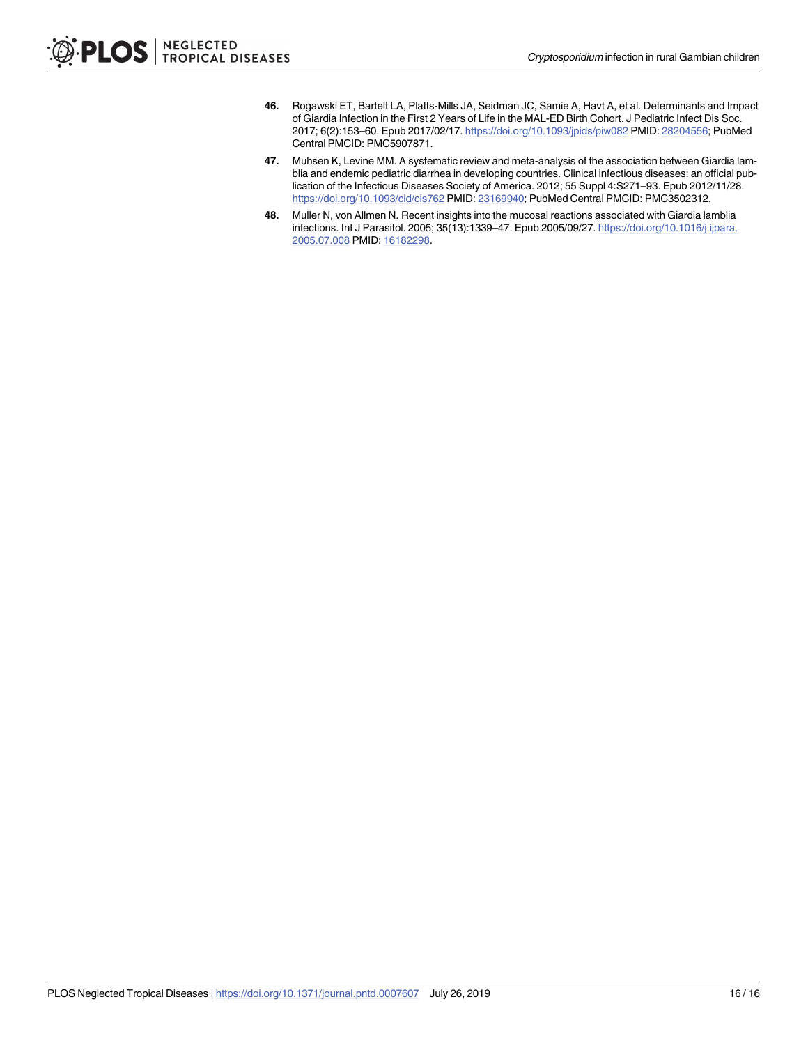46. Rogawski ET, Bartelt LA, Platts-Mills JA, Seidman JC, Samie A, Havt A, et al. Determinants and Impact of Giardia Infection in the First 2 Years of Life in the MAL-ED Birth Cohort. J Pediatric Infect Dis Soc. 2017; 6(2):153–60. Epub 2017/02/17. https://doi.org/10.1093/jpids/piw082 PMID: 28204556; PubMed Central PMCID: PMC5907871.
47. Muhsen K, Levine MM. A systematic review and meta-analysis of the association between Giardia lamblia and endemic pediatric diarrhea in developing countries. Clinical infectious diseases: an official publication of the Infectious Diseases Society of America. 2012; 55 Suppl 4:S271–93. Epub 2012/11/28. https://doi.org/10.1093/cid/cis762 PMID: 23169940; PubMed Central PMCID: PMC3502312.
48. Muller N, von Allmen N. Recent insights into the mucosal reactions associated with Giardia lamblia infections. Int J Parasitol. 2005; 35(13):1339–47. Epub 2005/09/27. https://doi.org/10.1016/j.ijpara.2005.07.008 PMID: 16182298.